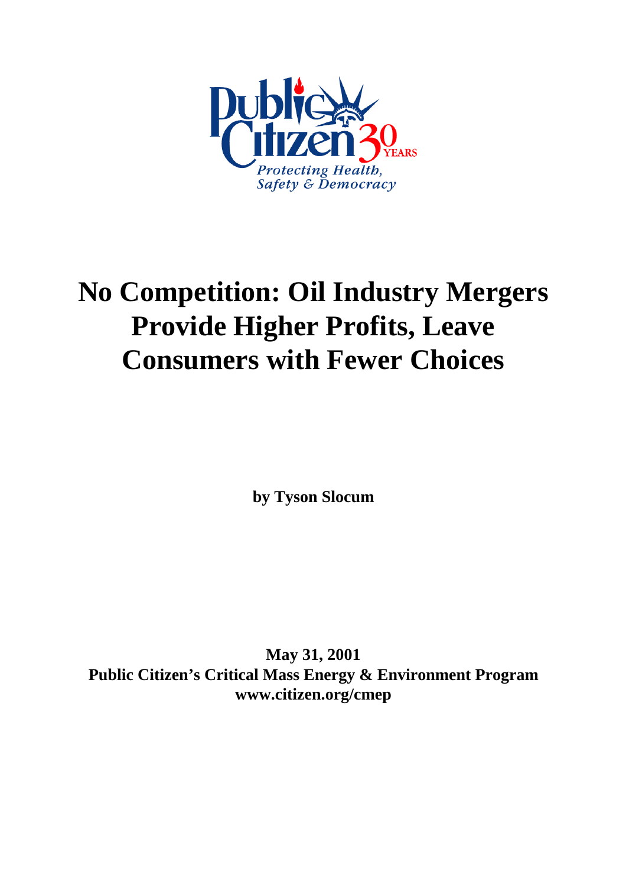Public Citizen 30 YEARS

*Protecting Health, Safety & Democracy*

# No Competition: Oil Industry Mergers Provide Higher Profits, Leave Consumers with Fewer Choices

**by Tyson Slocum**

**May 31, 2001**
**Public Citizen's Critical Mass Energy & Environment Program**
**www.citizen.org/cmep**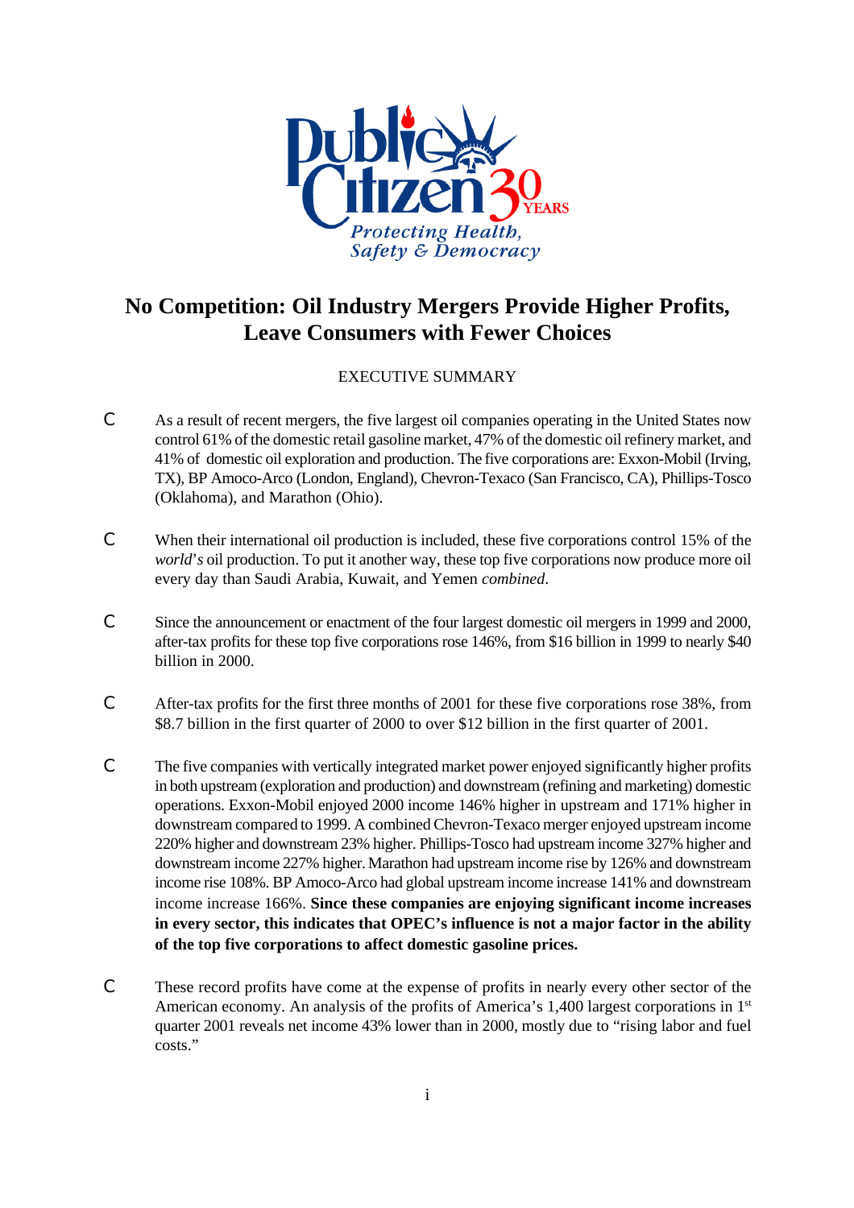# No Competition: Oil Industry Mergers Provide Higher Profits, Leave Consumers with Fewer Choices

EXECUTIVE SUMMARY

- As a result of recent mergers, the five largest oil companies operating in the United States now control 61% of the domestic retail gasoline market, 47% of the domestic oil refinery market, and 41% of domestic oil exploration and production. The five corporations are: Exxon-Mobil (Irving, TX), BP Amoco-Arco (London, England), Chevron-Texaco (San Francisco, CA), Phillips-Tosco (Oklahoma), and Marathon (Ohio).

- When their international oil production is included, these five corporations control 15% of the *world's* oil production. To put it another way, these top five corporations now produce more oil every day than Saudi Arabia, Kuwait, and Yemen *combined*.

- Since the announcement or enactment of the four largest domestic oil mergers in 1999 and 2000, after-tax profits for these top five corporations rose 146%, from $16 billion in 1999 to nearly $40 billion in 2000.

- After-tax profits for the first three months of 2001 for these five corporations rose 38%, from $8.7 billion in the first quarter of 2000 to over $12 billion in the first quarter of 2001.

- The five companies with vertically integrated market power enjoyed significantly higher profits in both upstream (exploration and production) and downstream (refining and marketing) domestic operations. Exxon-Mobil enjoyed 2000 income 146% higher in upstream and 171% higher in downstream compared to 1999. A combined Chevron-Texaco merger enjoyed upstream income 220% higher and downstream 23% higher. Phillips-Tosco had upstream income 327% higher and downstream income 227% higher. Marathon had upstream income rise by 126% and downstream income rise 108%. BP Amoco-Arco had global upstream income increase 141% and downstream income increase 166%. **Since these companies are enjoying significant income increases in every sector, this indicates that OPEC's influence is not a major factor in the ability of the top five corporations to affect domestic gasoline prices.**

- These record profits have come at the expense of profits in nearly every other sector of the American economy. An analysis of the profits of America's 1,400 largest corporations in 1st quarter 2001 reveals net income 43% lower than in 2000, mostly due to "rising labor and fuel costs."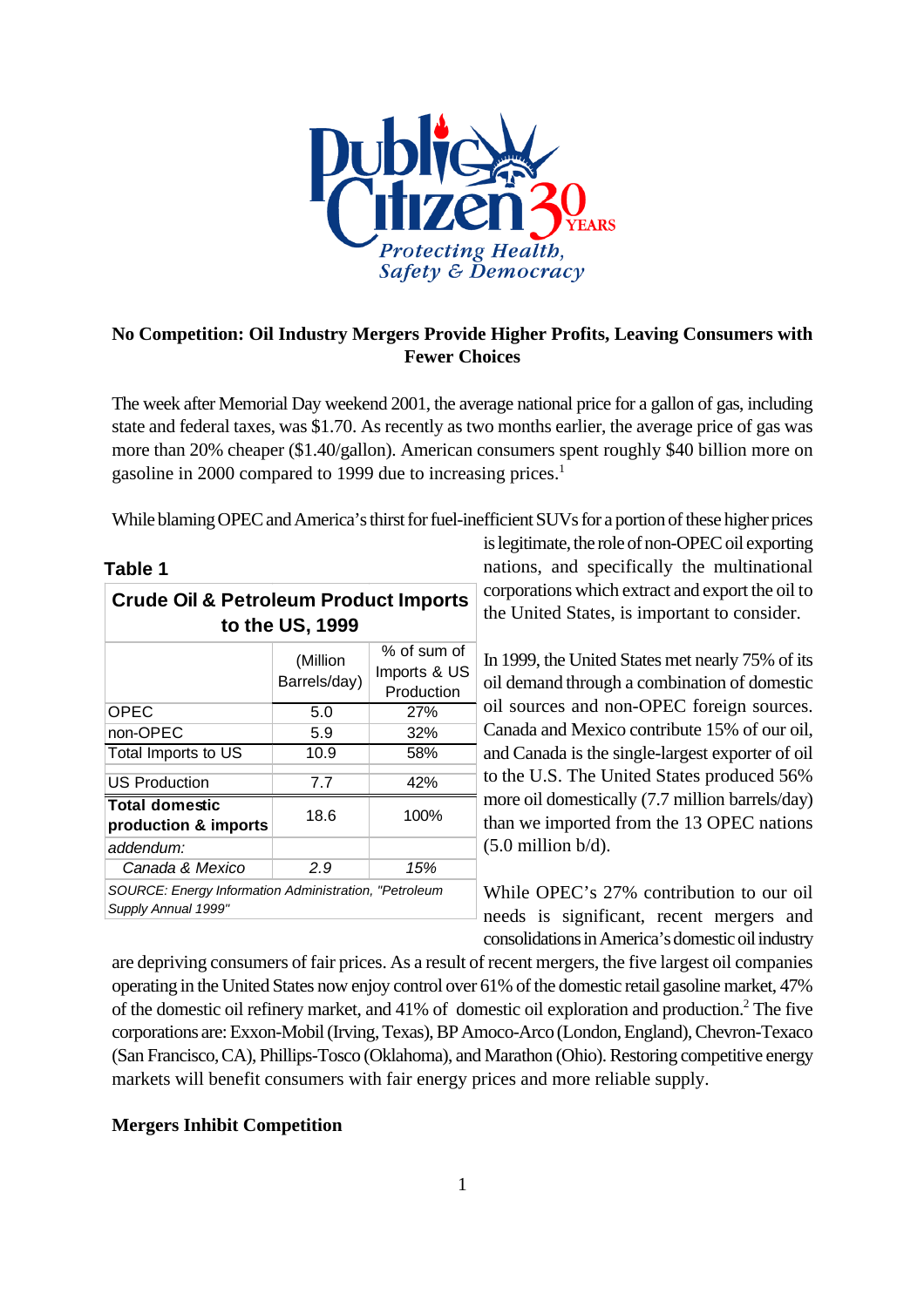Public Citizen 30 YEARS

*Protecting Health, Safety & Democracy*

## No Competition: Oil Industry Mergers Provide Higher Profits, Leaving Consumers with Fewer Choices

The week after Memorial Day weekend 2001, the average national price for a gallon of gas, including state and federal taxes, was \$1.70. As recently as two months earlier, the average price of gas was more than 20% cheaper (\$1.40/gallon). American consumers spent roughly \$40 billion more on gasoline in 2000 compared to 1999 due to increasing prices.[1]

While blaming OPEC and America's thirst for fuel-inefficient SUVs for a portion of these higher prices is legitimate, the role of non-OPEC oil exporting nations, and specifically the multinational corporations which extract and export the oil to the United States, is important to consider.

**Table 1**

| Crude Oil & Petroleum Product Imports to the US, 1999 | | |
|---|---|---|
| | (Million Barrels/day) | % of sum of Imports & US Production |
| OPEC | 5.0 | 27% |
| non-OPEC | 5.9 | 32% |
| Total Imports to US | 10.9 | 58% |
| US Production | 7.7 | 42% |
| **Total domestic production & imports** | 18.6 | 100% |
| *addendum:* | | |
| *Canada & Mexico* | *2.9* | *15%* |

*SOURCE: Energy Information Administration, "Petroleum Supply Annual 1999"*

In 1999, the United States met nearly 75% of its oil demand through a combination of domestic oil sources and non-OPEC foreign sources. Canada and Mexico contribute 15% of our oil, and Canada is the single-largest exporter of oil to the U.S. The United States produced 56% more oil domestically (7.7 million barrels/day) than we imported from the 13 OPEC nations (5.0 million b/d).

While OPEC's 27% contribution to our oil needs is significant, recent mergers and consolidations in America's domestic oil industry are depriving consumers of fair prices. As a result of recent mergers, the five largest oil companies operating in the United States now enjoy control over 61% of the domestic retail gasoline market, 47% of the domestic oil refinery market, and 41% of domestic oil exploration and production.[2] The five corporations are: Exxon-Mobil (Irving, Texas), BP Amoco-Arco (London, England), Chevron-Texaco (San Francisco, CA), Phillips-Tosco (Oklahoma), and Marathon (Ohio). Restoring competitive energy markets will benefit consumers with fair energy prices and more reliable supply.

### Mergers Inhibit Competition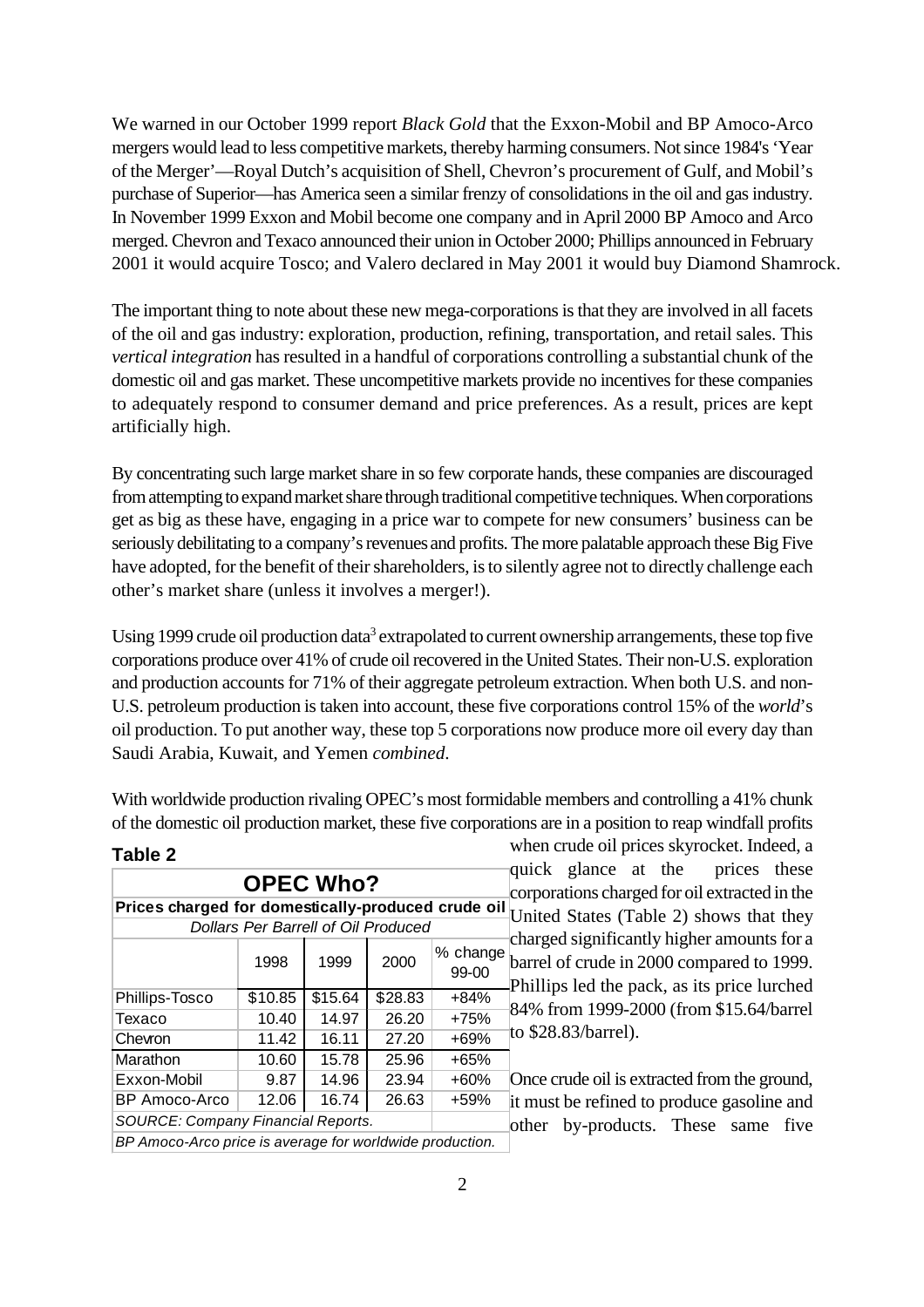We warned in our October 1999 report *Black Gold* that the Exxon-Mobil and BP Amoco-Arco mergers would lead to less competitive markets, thereby harming consumers. Not since 1984's 'Year of the Merger'—Royal Dutch's acquisition of Shell, Chevron's procurement of Gulf, and Mobil's purchase of Superior—has America seen a similar frenzy of consolidations in the oil and gas industry. In November 1999 Exxon and Mobil become one company and in April 2000 BP Amoco and Arco merged. Chevron and Texaco announced their union in October 2000; Phillips announced in February 2001 it would acquire Tosco; and Valero declared in May 2001 it would buy Diamond Shamrock.

The important thing to note about these new mega-corporations is that they are involved in all facets of the oil and gas industry: exploration, production, refining, transportation, and retail sales. This *vertical integration* has resulted in a handful of corporations controlling a substantial chunk of the domestic oil and gas market. These uncompetitive markets provide no incentives for these companies to adequately respond to consumer demand and price preferences. As a result, prices are kept artificially high.

By concentrating such large market share in so few corporate hands, these companies are discouraged from attempting to expand market share through traditional competitive techniques. When corporations get as big as these have, engaging in a price war to compete for new consumers' business can be seriously debilitating to a company's revenues and profits. The more palatable approach these Big Five have adopted, for the benefit of their shareholders, is to silently agree not to directly challenge each other's market share (unless it involves a merger!).

Using 1999 crude oil production data[3] extrapolated to current ownership arrangements, these top five corporations produce over 41% of crude oil recovered in the United States. Their non-U.S. exploration and production accounts for 71% of their aggregate petroleum extraction. When both U.S. and non-U.S. petroleum production is taken into account, these five corporations control 15% of the *world*'s oil production. To put another way, these top 5 corporations now produce more oil every day than Saudi Arabia, Kuwait, and Yemen *combined*.

With worldwide production rivaling OPEC's most formidable members and controlling a 41% chunk of the domestic oil production market, these five corporations are in a position to reap windfall profits when crude oil prices skyrocket. Indeed, a quick glance at the prices these corporations charged for oil extracted in the United States (Table 2) shows that they charged significantly higher amounts for a barrel of crude in 2000 compared to 1999. Phillips led the pack, as its price lurched 84% from 1999-2000 (from $15.64/barrel to $28.83/barrel).

**Table 2**

**OPEC Who?**

**Prices charged for domestically-produced crude oil**

*Dollars Per Barrell of Oil Produced*

| | 1998 | 1999 | 2000 | % change 99-00 |
|---|---|---|---|---|
| Phillips-Tosco | $10.85 | $15.64 | $28.83 | +84% |
| Texaco | 10.40 | 14.97 | 26.20 | +75% |
| Chevron | 11.42 | 16.11 | 27.20 | +69% |
| Marathon | 10.60 | 15.78 | 25.96 | +65% |
| Exxon-Mobil | 9.87 | 14.96 | 23.94 | +60% |
| BP Amoco-Arco | 12.06 | 16.74 | 26.63 | +59% |

*SOURCE: Company Financial Reports.*

*BP Amoco-Arco price is average for worldwide production.*

Once crude oil is extracted from the ground, it must be refined to produce gasoline and other by-products. These same five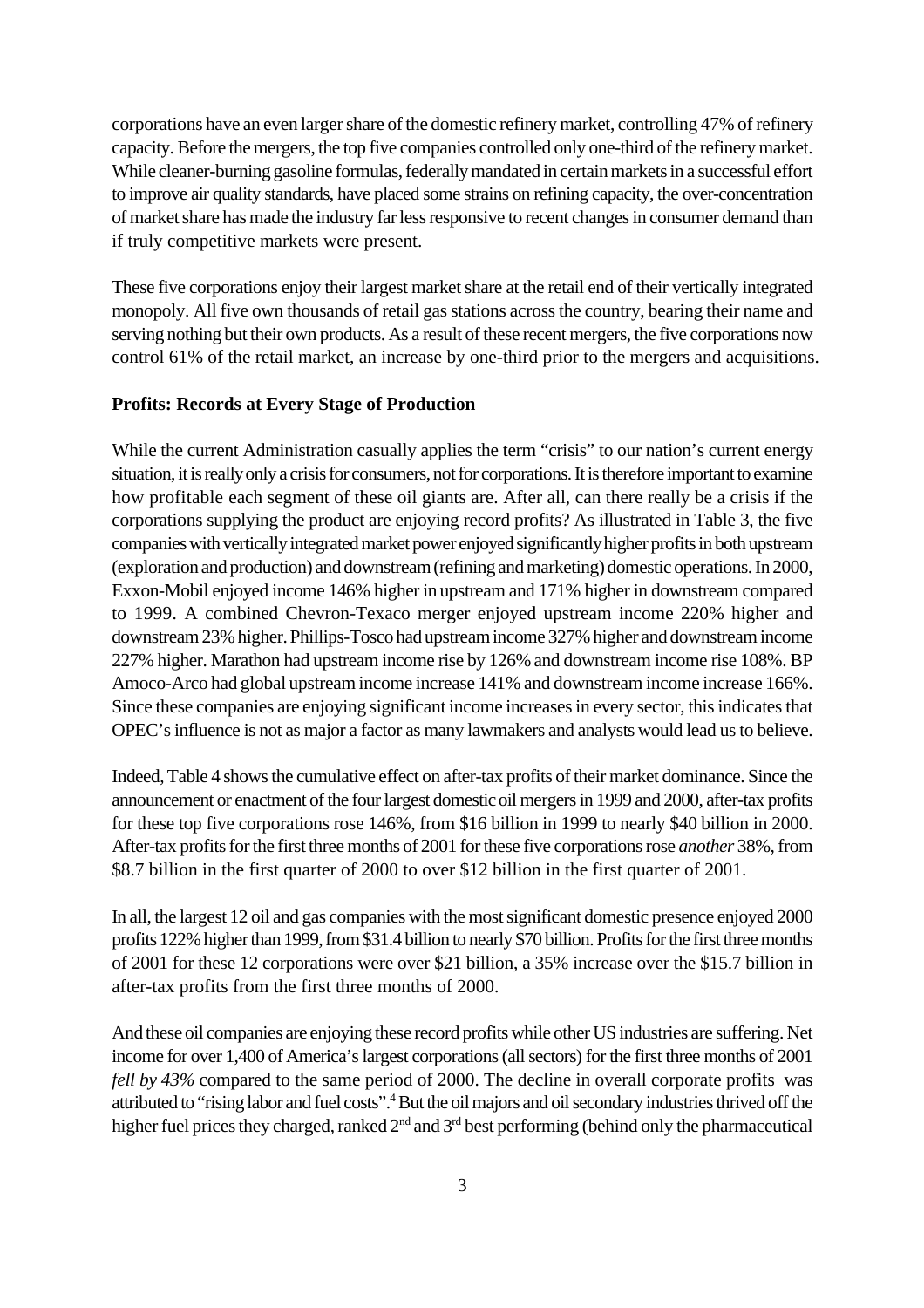corporations have an even larger share of the domestic refinery market, controlling 47% of refinery capacity. Before the mergers, the top five companies controlled only one-third of the refinery market. While cleaner-burning gasoline formulas, federally mandated in certain markets in a successful effort to improve air quality standards, have placed some strains on refining capacity, the over-concentration of market share has made the industry far less responsive to recent changes in consumer demand than if truly competitive markets were present.

These five corporations enjoy their largest market share at the retail end of their vertically integrated monopoly. All five own thousands of retail gas stations across the country, bearing their name and serving nothing but their own products. As a result of these recent mergers, the five corporations now control 61% of the retail market, an increase by one-third prior to the mergers and acquisitions.

**Profits: Records at Every Stage of Production**

While the current Administration casually applies the term "crisis" to our nation's current energy situation, it is really only a crisis for consumers, not for corporations. It is therefore important to examine how profitable each segment of these oil giants are. After all, can there really be a crisis if the corporations supplying the product are enjoying record profits? As illustrated in Table 3, the five companies with vertically integrated market power enjoyed significantly higher profits in both upstream (exploration and production) and downstream (refining and marketing) domestic operations. In 2000, Exxon-Mobil enjoyed income 146% higher in upstream and 171% higher in downstream compared to 1999. A combined Chevron-Texaco merger enjoyed upstream income 220% higher and downstream 23% higher. Phillips-Tosco had upstream income 327% higher and downstream income 227% higher. Marathon had upstream income rise by 126% and downstream income rise 108%. BP Amoco-Arco had global upstream income increase 141% and downstream income increase 166%. Since these companies are enjoying significant income increases in every sector, this indicates that OPEC's influence is not as major a factor as many lawmakers and analysts would lead us to believe.

Indeed, Table 4 shows the cumulative effect on after-tax profits of their market dominance. Since the announcement or enactment of the four largest domestic oil mergers in 1999 and 2000, after-tax profits for these top five corporations rose 146%, from $16 billion in 1999 to nearly $40 billion in 2000. After-tax profits for the first three months of 2001 for these five corporations rose *another* 38%, from $8.7 billion in the first quarter of 2000 to over $12 billion in the first quarter of 2001.

In all, the largest 12 oil and gas companies with the most significant domestic presence enjoyed 2000 profits 122% higher than 1999, from $31.4 billion to nearly $70 billion. Profits for the first three months of 2001 for these 12 corporations were over $21 billion, a 35% increase over the $15.7 billion in after-tax profits from the first three months of 2000.

And these oil companies are enjoying these record profits while other US industries are suffering. Net income for over 1,400 of America's largest corporations (all sectors) for the first three months of 2001 *fell by 43%* compared to the same period of 2000. The decline in overall corporate profits was attributed to "rising labor and fuel costs".[4] But the oil majors and oil secondary industries thrived off the higher fuel prices they charged, ranked 2nd and 3rd best performing (behind only the pharmaceutical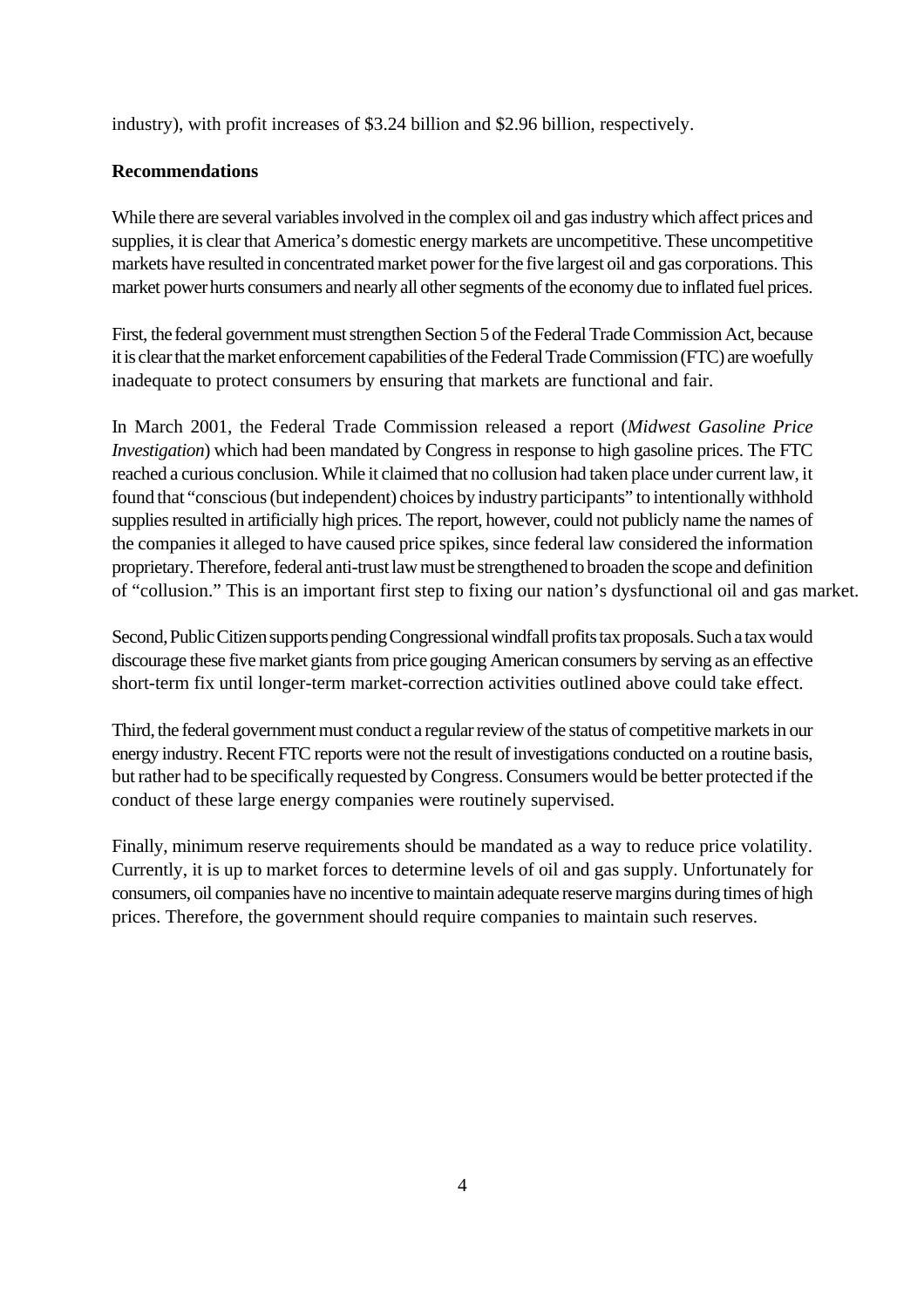industry), with profit increases of $3.24 billion and $2.96 billion, respectively.

**Recommendations**

While there are several variables involved in the complex oil and gas industry which affect prices and supplies, it is clear that America's domestic energy markets are uncompetitive. These uncompetitive markets have resulted in concentrated market power for the five largest oil and gas corporations. This market power hurts consumers and nearly all other segments of the economy due to inflated fuel prices.

First, the federal government must strengthen Section 5 of the Federal Trade Commission Act, because it is clear that the market enforcement capabilities of the Federal Trade Commission (FTC) are woefully inadequate to protect consumers by ensuring that markets are functional and fair.

In March 2001, the Federal Trade Commission released a report (*Midwest Gasoline Price Investigation*) which had been mandated by Congress in response to high gasoline prices. The FTC reached a curious conclusion. While it claimed that no collusion had taken place under current law, it found that "conscious (but independent) choices by industry participants" to intentionally withhold supplies resulted in artificially high prices. The report, however, could not publicly name the names of the companies it alleged to have caused price spikes, since federal law considered the information proprietary. Therefore, federal anti-trust law must be strengthened to broaden the scope and definition of "collusion." This is an important first step to fixing our nation's dysfunctional oil and gas market.

Second, Public Citizen supports pending Congressional windfall profits tax proposals. Such a tax would discourage these five market giants from price gouging American consumers by serving as an effective short-term fix until longer-term market-correction activities outlined above could take effect.

Third, the federal government must conduct a regular review of the status of competitive markets in our energy industry. Recent FTC reports were not the result of investigations conducted on a routine basis, but rather had to be specifically requested by Congress. Consumers would be better protected if the conduct of these large energy companies were routinely supervised.

Finally, minimum reserve requirements should be mandated as a way to reduce price volatility. Currently, it is up to market forces to determine levels of oil and gas supply. Unfortunately for consumers, oil companies have no incentive to maintain adequate reserve margins during times of high prices. Therefore, the government should require companies to maintain such reserves.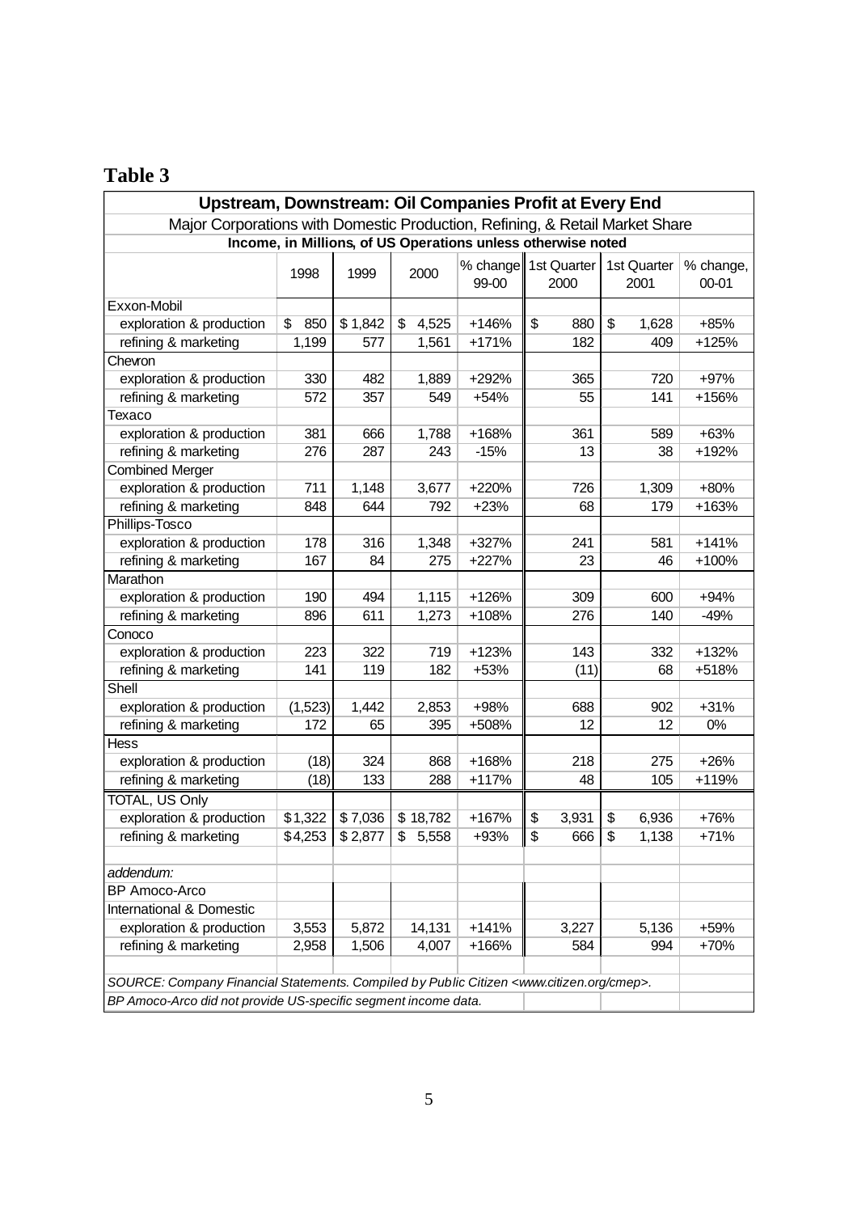## Table 3

| Upstream, Downstream: Oil Companies Profit at Every End | | | | | | | |
|---|---|---|---|---|---|---|---|
| Major Corporations with Domestic Production, Refining, & Retail Market Share | | | | | | | |
| **Income, in Millions, of US Operations unless otherwise noted** | | | | | | | |
| | 1998 | 1999 | 2000 | % change 99-00 | 1st Quarter 2000 | 1st Quarter 2001 | % change, 00-01 |
| Exxon-Mobil | | | | | | | |
| exploration & production | $ 850 | $ 1,842 | $ 4,525 | +146% | $ 880 | $ 1,628 | +85% |
| refining & marketing | 1,199 | 577 | 1,561 | +171% | 182 | 409 | +125% |
| Chevron | | | | | | | |
| exploration & production | 330 | 482 | 1,889 | +292% | 365 | 720 | +97% |
| refining & marketing | 572 | 357 | 549 | +54% | 55 | 141 | +156% |
| Texaco | | | | | | | |
| exploration & production | 381 | 666 | 1,788 | +168% | 361 | 589 | +63% |
| refining & marketing | 276 | 287 | 243 | -15% | 13 | 38 | +192% |
| Combined Merger | | | | | | | |
| exploration & production | 711 | 1,148 | 3,677 | +220% | 726 | 1,309 | +80% |
| refining & marketing | 848 | 644 | 792 | +23% | 68 | 179 | +163% |
| Phillips-Tosco | | | | | | | |
| exploration & production | 178 | 316 | 1,348 | +327% | 241 | 581 | +141% |
| refining & marketing | 167 | 84 | 275 | +227% | 23 | 46 | +100% |
| Marathon | | | | | | | |
| exploration & production | 190 | 494 | 1,115 | +126% | 309 | 600 | +94% |
| refining & marketing | 896 | 611 | 1,273 | +108% | 276 | 140 | -49% |
| Conoco | | | | | | | |
| exploration & production | 223 | 322 | 719 | +123% | 143 | 332 | +132% |
| refining & marketing | 141 | 119 | 182 | +53% | (11) | 68 | +518% |
| Shell | | | | | | | |
| exploration & production | (1,523) | 1,442 | 2,853 | +98% | 688 | 902 | +31% |
| refining & marketing | 172 | 65 | 395 | +508% | 12 | 12 | 0% |
| Hess | | | | | | | |
| exploration & production | (18) | 324 | 868 | +168% | 218 | 275 | +26% |
| refining & marketing | (18) | 133 | 288 | +117% | 48 | 105 | +119% |
| TOTAL, US Only | | | | | | | |
| exploration & production | $1,322 | $ 7,036 | $ 18,782 | +167% | $ 3,931 | $ 6,936 | +76% |
| refining & marketing | $4,253 | $ 2,877 | $ 5,558 | +93% | $ 666 | $ 1,138 | +71% |
| | | | | | | | |
| *addendum:* | | | | | | | |
| BP Amoco-Arco | | | | | | | |
| International & Domestic | | | | | | | |
| exploration & production | 3,553 | 5,872 | 14,131 | +141% | 3,227 | 5,136 | +59% |
| refining & marketing | 2,958 | 1,506 | 4,007 | +166% | 584 | 994 | +70% |
| | | | | | | | |
| *SOURCE: Company Financial Statements. Compiled by Public Citizen <www.citizen.org/cmep>.* | | | | | | | |
| *BP Amoco-Arco did not provide US-specific segment income data.* | | | | | | | |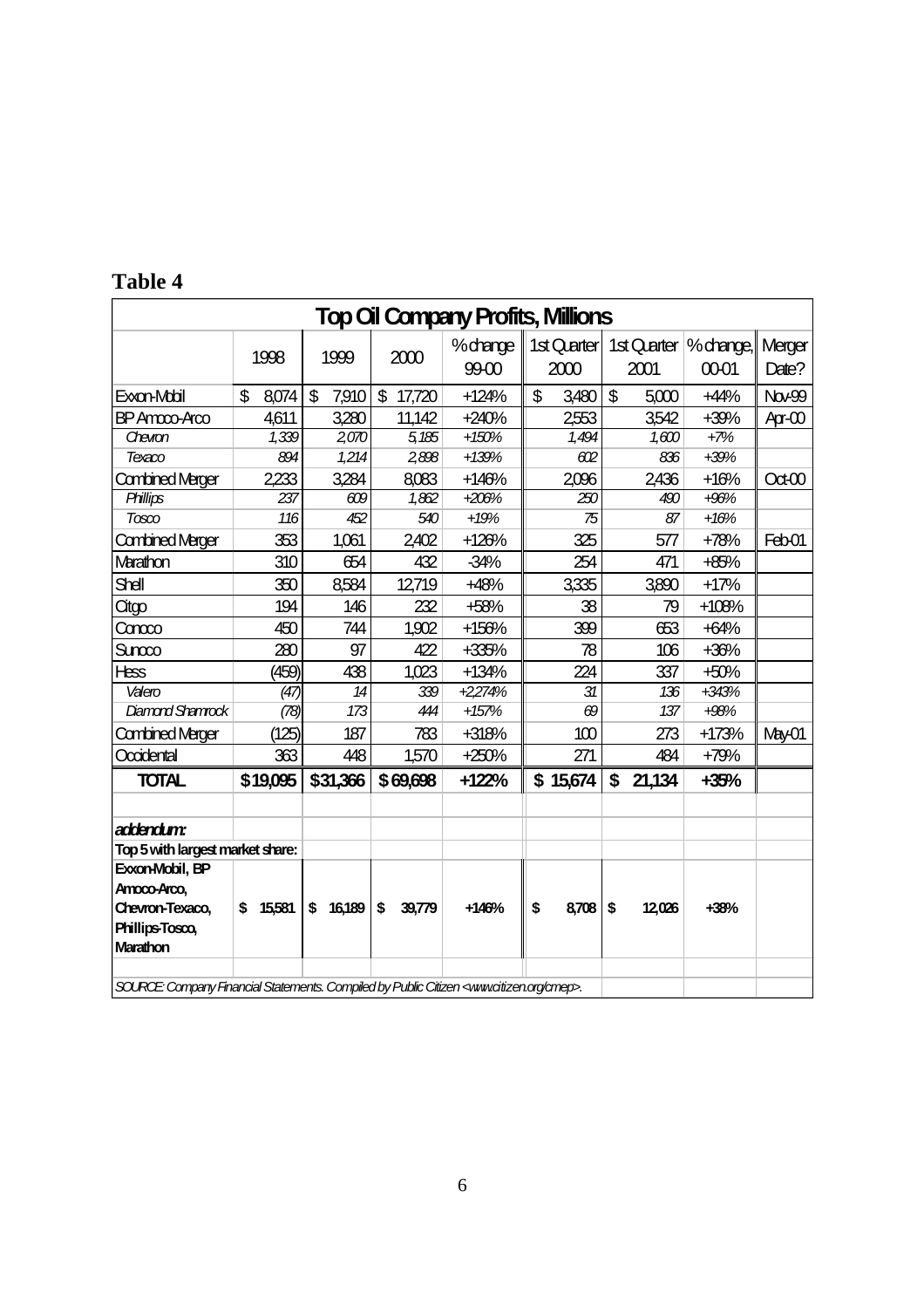**Table 4**

| Top Oil Company Profits, Millions | | | | | | | | |
|---|---|---|---|---|---|---|---|---|
| | 1998 | 1999 | 2000 | % change 99-00 | 1st Quarter 2000 | 1st Quarter 2001 | % change, 00-01 | Merger Date? |
| Exxon-Mobil | $ 8,074 | $ 7,910 | $ 17,720 | +124% | $ 3,480 | $ 5,000 | +44% | Nov-99 |
| BP Amoco-Arco | 4,611 | 3,280 | 11,142 | +240% | 2,553 | 3,542 | +39% | Apr-00 |
| *Chevron* | *1,339* | *2,070* | *5,185* | *+150%* | *1,494* | *1,600* | *+7%* | |
| *Texaco* | *894* | *1,214* | *2,898* | *+139%* | *602* | *836* | *+39%* | |
| Combined Merger | 2,233 | 3,284 | 8,083 | +146% | 2,096 | 2,436 | +16% | Oct-00 |
| *Phillips* | *237* | *609* | *1,862* | *+206%* | *250* | *490* | *+96%* | |
| *Tosco* | *116* | *452* | *540* | *+19%* | *75* | *87* | *+16%* | |
| Combined Merger | 353 | 1,061 | 2,402 | +126% | 325 | 577 | +78% | Feb-01 |
| Marathon | 310 | 654 | 432 | -34% | 254 | 471 | +85% | |
| Shell | 350 | 8,584 | 12,719 | +48% | 3,335 | 3,890 | +17% | |
| Citgo | 194 | 146 | 232 | +59% | 38 | 79 | +108% | |
| Conoco | 450 | 744 | 1,902 | +156% | 399 | 653 | +64% | |
| Sunoco | 280 | 97 | 422 | +335% | 78 | 106 | +36% | |
| Hess | (459) | 438 | 1,023 | +134% | 224 | 337 | +50% | |
| *Valero* | *(47)* | *14* | *339* | *+2,274%* | *31* | *136* | *+343%* | |
| *Diamond Shamrock* | *(78)* | *173* | *444* | *+157%* | *69* | *137* | *+98%* | |
| Combined Merger | (125) | 187 | 783 | +318% | 100 | 273 | +173% | May-01 |
| Occidental | 363 | 448 | 1,570 | +250% | 271 | 484 | +79% | |
| **TOTAL** | **$19,095** | **$31,366** | **$69,698** | **+122%** | **$ 15,674** | **$ 21,134** | **+35%** | |
| | | | | | | | | |
| ***addendum:*** | | | | | | | | |
| **Top 5 with largest market share:** | | | | | | | | |
| **Exxon-Mobil, BP Amoco-Arco, Chevron-Texaco, Phillips-Tosco, Marathon** | **$ 15,581** | **$ 16,189** | **$ 39,779** | **+146%** | **$ 8,708** | **$ 12,026** | **+38%** | |
| | | | | | | | | |
| *SOURCE: Company Financial Statements. Compiled by Public Citizen <www.citizen.org/cmep>.* | | | | | | | | |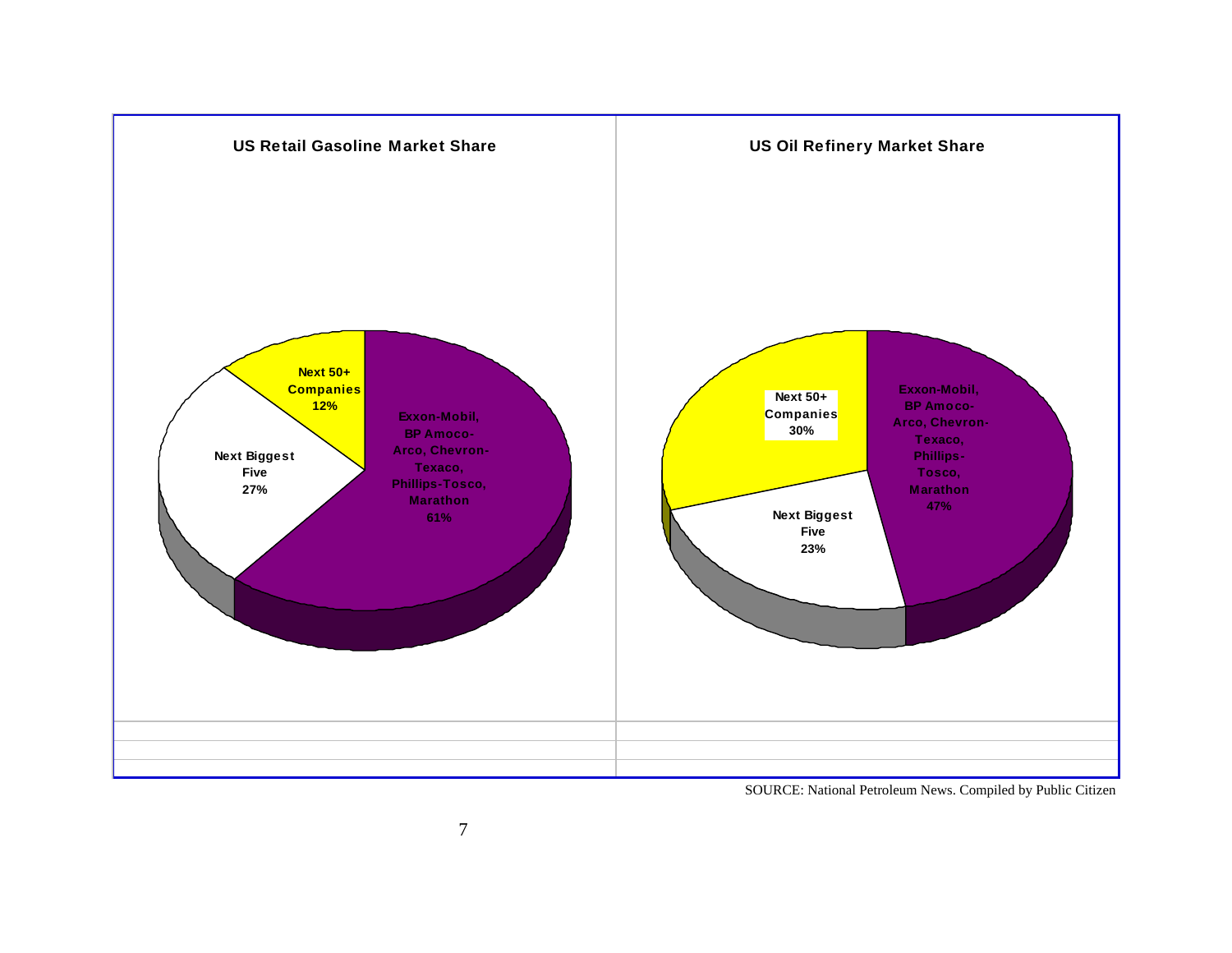**US Retail Gasoline Market Share**

| Segment | Share |
|---|---|
| Exxon-Mobil, BP Amoco-Arco, Chevron-Texaco, Phillips-Tosco, Marathon | 61% |
| Next Biggest Five | 27% |
| Next 50+ Companies | 12% |

**US Oil Refinery Market Share**

| Segment | Share |
|---|---|
| Exxon-Mobil, BP Amoco-Arco, Chevron-Texaco, Phillips-Tosco, Marathon | 47% |
| Next Biggest Five | 23% |
| Next 50+ Companies | 30% |

SOURCE: National Petroleum News. Compiled by Public Citizen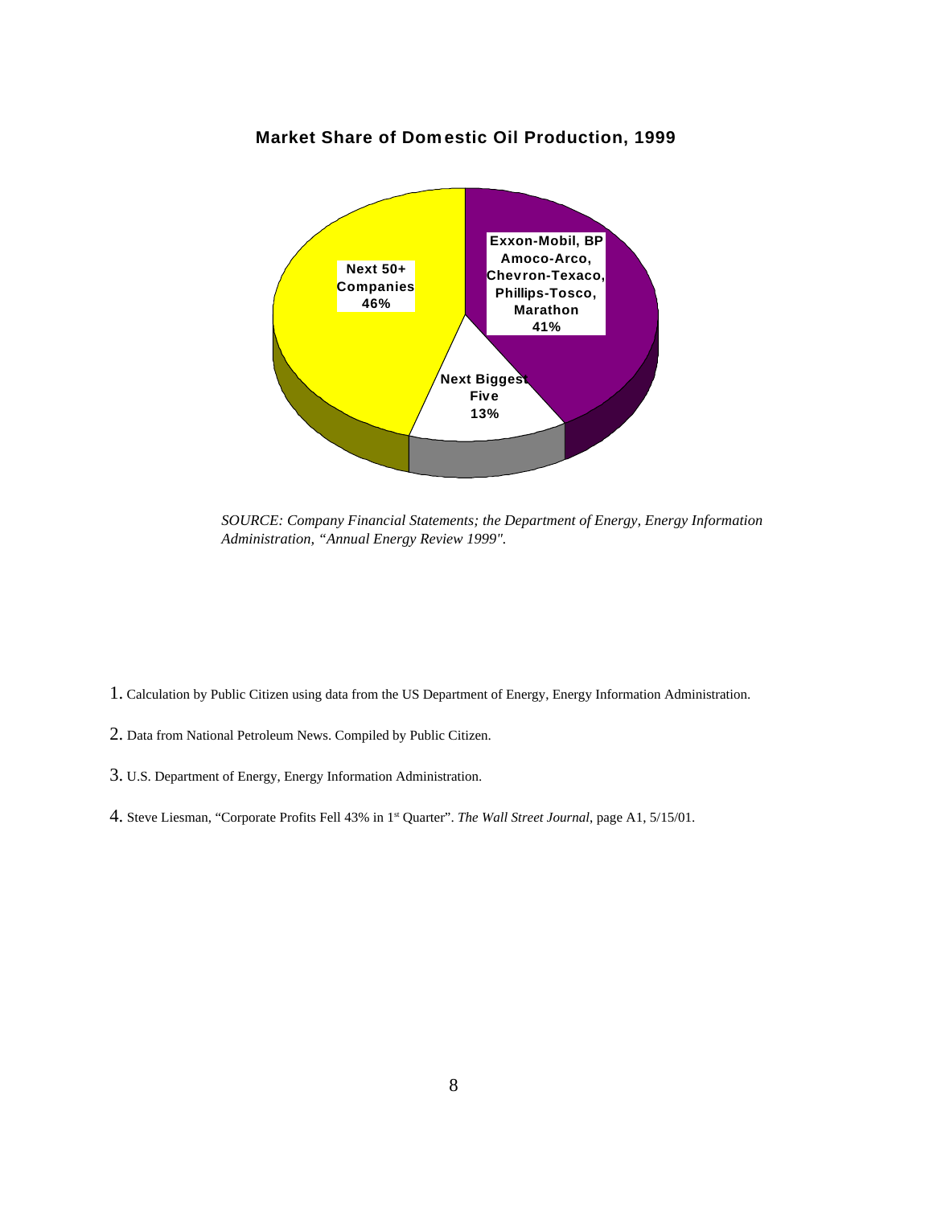**Market Share of Domestic Oil Production, 1999**

Exxon-Mobil, BP Amoco-Arco, Chevron-Texaco, Phillips-Tosco, Marathon
41%

Next Biggest Five
13%

Next 50+ Companies
46%

*SOURCE: Company Financial Statements; the Department of Energy, Energy Information Administration, "Annual Energy Review 1999".*

1. Calculation by Public Citizen using data from the US Department of Energy, Energy Information Administration.

2. Data from National Petroleum News. Compiled by Public Citizen.

3. U.S. Department of Energy, Energy Information Administration.

4. Steve Liesman, "Corporate Profits Fell 43% in 1st Quarter". *The Wall Street Journal*, page A1, 5/15/01.